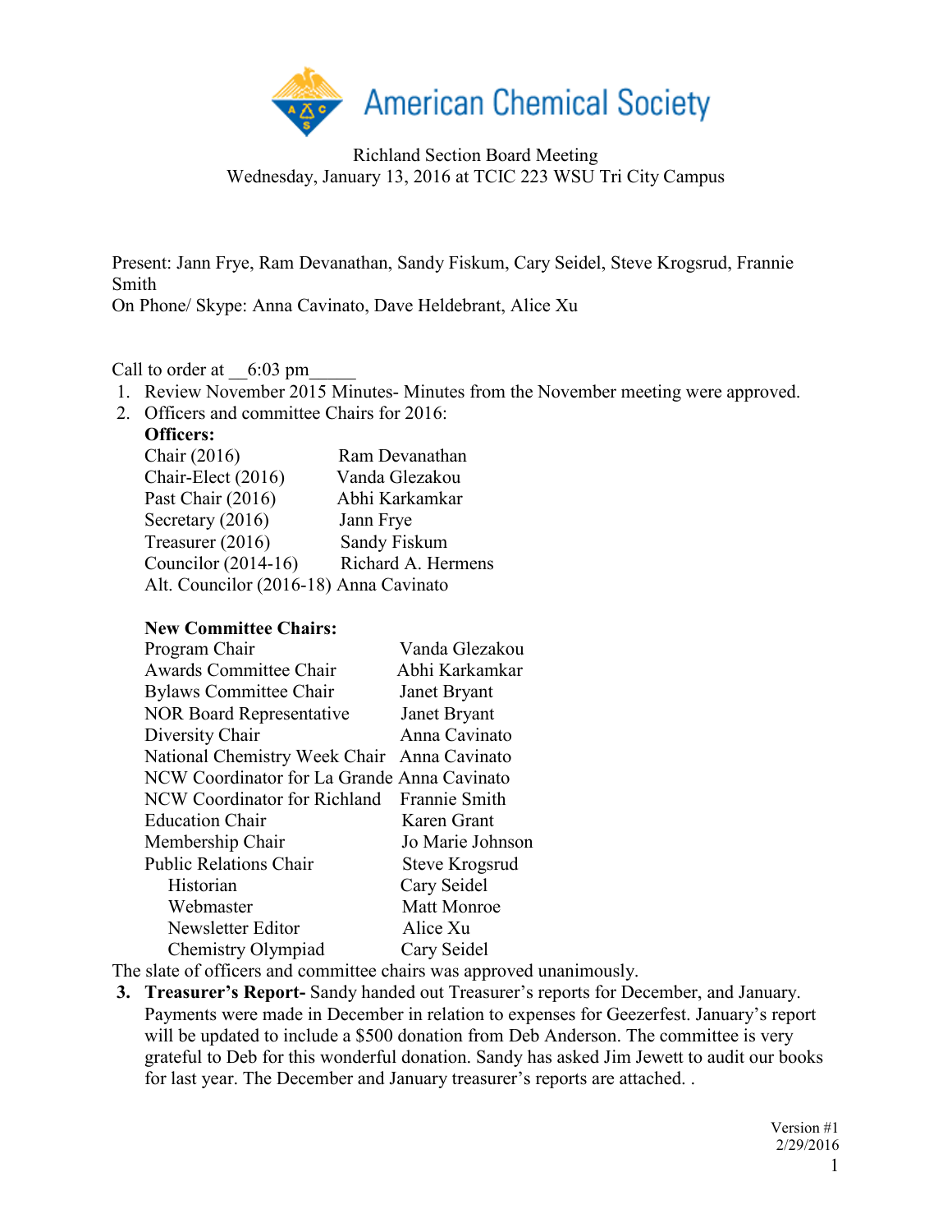American Chemical Society

Richland Section Board Meeting
Wednesday, January 13, 2016 at TCIC 223 WSU Tri City Campus

Present: Jann Frye, Ram Devanathan, Sandy Fiskum, Cary Seidel, Steve Krogsrud, Frannie Smith
On Phone/ Skype: Anna Cavinato, Dave Heldebrant, Alice Xu

Call to order at __6:03 pm_____

1. Review November 2015 Minutes- Minutes from the November meeting were approved.
2. Officers and committee Chairs for 2016:

   **Officers:**

   | | |
   |---|---|
   | Chair (2016) | Ram Devanathan |
   | Chair-Elect (2016) | Vanda Glezakou |
   | Past Chair (2016) | Abhi Karkamkar |
   | Secretary (2016) | Jann Frye |
   | Treasurer (2016) | Sandy Fiskum |
   | Councilor (2014-16) | Richard A. Hermens |
   | Alt. Councilor (2016-18) | Anna Cavinato |

   **New Committee Chairs:**

   | | |
   |---|---|
   | Program Chair | Vanda Glezakou |
   | Awards Committee Chair | Abhi Karkamkar |
   | Bylaws Committee Chair | Janet Bryant |
   | NOR Board Representative | Janet Bryant |
   | Diversity Chair | Anna Cavinato |
   | National Chemistry Week Chair | Anna Cavinato |
   | NCW Coordinator for La Grande | Anna Cavinato |
   | NCW Coordinator for Richland | Frannie Smith |
   | Education Chair | Karen Grant |
   | Membership Chair | Jo Marie Johnson |
   | Public Relations Chair | Steve Krogsrud |
   | Historian | Cary Seidel |
   | Webmaster | Matt Monroe |
   | Newsletter Editor | Alice Xu |
   | Chemistry Olympiad | Cary Seidel |

   The slate of officers and committee chairs was approved unanimously.

3. **Treasurer's Report-** Sandy handed out Treasurer's reports for December, and January. Payments were made in December in relation to expenses for Geezerfest. January's report will be updated to include a $500 donation from Deb Anderson. The committee is very grateful to Deb for this wonderful donation. Sandy has asked Jim Jewett to audit our books for last year. The December and January treasurer's reports are attached. .

Version #1
2/29/2016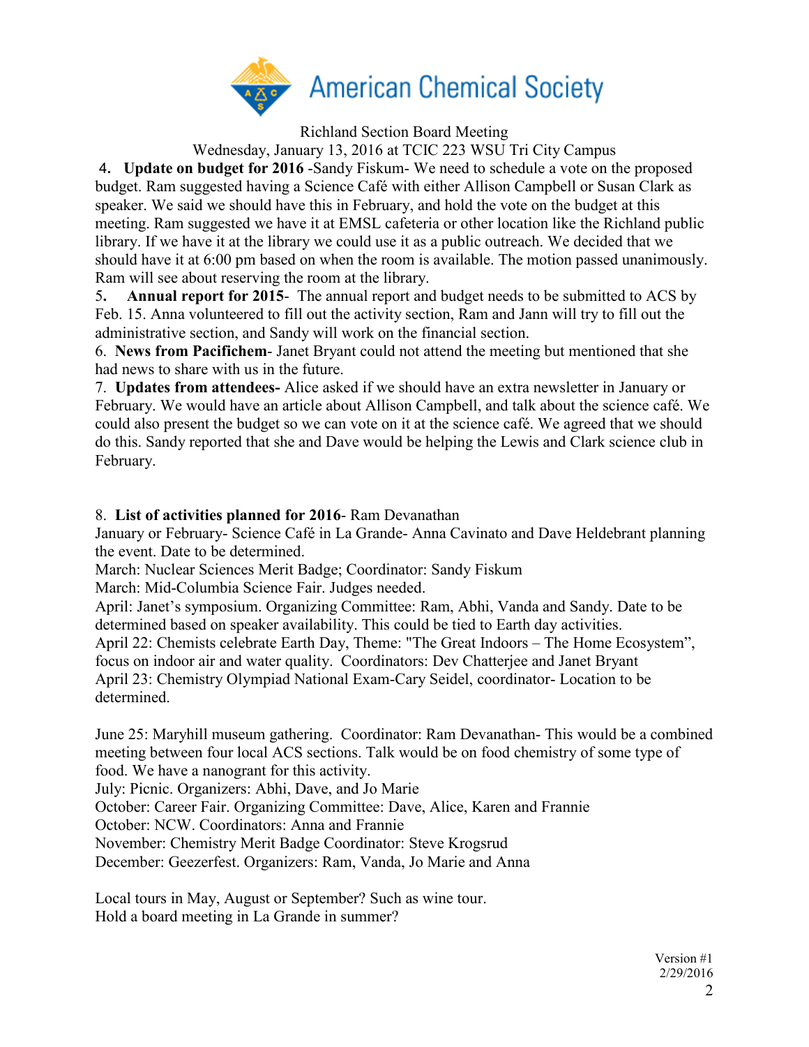Richland Section Board Meeting

Wednesday, January 13, 2016 at TCIC 223 WSU Tri City Campus

4. **Update on budget for 2016** -Sandy Fiskum- We need to schedule a vote on the proposed budget. Ram suggested having a Science Café with either Allison Campbell or Susan Clark as speaker. We said we should have this in February, and hold the vote on the budget at this meeting. Ram suggested we have it at EMSL cafeteria or other location like the Richland public library. If we have it at the library we could use it as a public outreach. We decided that we should have it at 6:00 pm based on when the room is available. The motion passed unanimously. Ram will see about reserving the room at the library.

5. **Annual report for 2015**- The annual report and budget needs to be submitted to ACS by Feb. 15. Anna volunteered to fill out the activity section, Ram and Jann will try to fill out the administrative section, and Sandy will work on the financial section.

6. **News from Pacifichem**- Janet Bryant could not attend the meeting but mentioned that she had news to share with us in the future.

7. **Updates from attendees-** Alice asked if we should have an extra newsletter in January or February. We would have an article about Allison Campbell, and talk about the science café. We could also present the budget so we can vote on it at the science café. We agreed that we should do this. Sandy reported that she and Dave would be helping the Lewis and Clark science club in February.

8. **List of activities planned for 2016**- Ram Devanathan

January or February- Science Café in La Grande- Anna Cavinato and Dave Heldebrant planning the event. Date to be determined.

March: Nuclear Sciences Merit Badge; Coordinator: Sandy Fiskum

March: Mid-Columbia Science Fair. Judges needed.

April: Janet's symposium. Organizing Committee: Ram, Abhi, Vanda and Sandy. Date to be determined based on speaker availability. This could be tied to Earth day activities.

April 22: Chemists celebrate Earth Day, Theme: "The Great Indoors – The Home Ecosystem", focus on indoor air and water quality. Coordinators: Dev Chatterjee and Janet Bryant

April 23: Chemistry Olympiad National Exam-Cary Seidel, coordinator- Location to be determined.

June 25: Maryhill museum gathering. Coordinator: Ram Devanathan- This would be a combined meeting between four local ACS sections. Talk would be on food chemistry of some type of food. We have a nanogrant for this activity.

July: Picnic. Organizers: Abhi, Dave, and Jo Marie

October: Career Fair. Organizing Committee: Dave, Alice, Karen and Frannie

October: NCW. Coordinators: Anna and Frannie

November: Chemistry Merit Badge Coordinator: Steve Krogsrud

December: Geezerfest. Organizers: Ram, Vanda, Jo Marie and Anna

Local tours in May, August or September? Such as wine tour.

Hold a board meeting in La Grande in summer?

Version #1
2/29/2016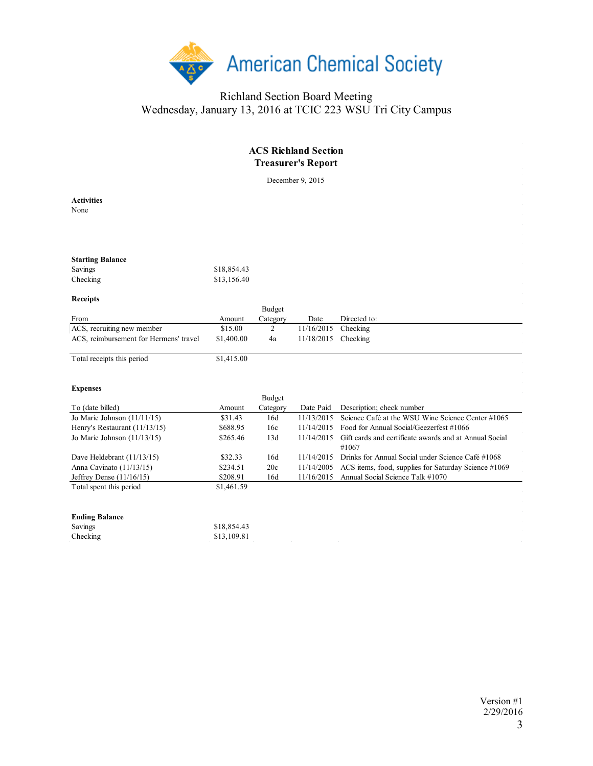Richland Section Board Meeting
Wednesday, January 13, 2016 at TCIC 223 WSU Tri City Campus

## ACS Richland Section
## Treasurer's Report

December 9, 2015

**Activities**
None

**Starting Balance**

| | |
|---|---|
| Savings | $18,854.43 |
| Checking | $13,156.40 |

**Receipts**

| From | Amount | Budget Category | Date | Directed to: |
|---|---|---|---|---|
| ACS, recruiting new member | $15.00 | 2 | 11/16/2015 | Checking |
| ACS, reimbursement for Hermens' travel | $1,400.00 | 4a | 11/18/2015 | Checking |
| Total receipts this period | $1,415.00 | | | |

**Expenses**

| To (date billed) | Amount | Budget Category | Date Paid | Description; check number |
|---|---|---|---|---|
| Jo Marie Johnson (11/11/15) | $31.43 | 16d | 11/13/2015 | Science Café at the WSU Wine Science Center #1065 |
| Henry's Restaurant (11/13/15) | $688.95 | 16c | 11/14/2015 | Food for Annual Social/Geezerfest #1066 |
| Jo Marie Johnson (11/13/15) | $265.46 | 13d | 11/14/2015 | Gift cards and certificate awards and at Annual Social #1067 |
| Dave Heldebrant (11/13/15) | $32.33 | 16d | 11/14/2015 | Drinks for Annual Social under Science Café #1068 |
| Anna Cavinato (11/13/15) | $234.51 | 20c | 11/14/2005 | ACS items, food, supplies for Saturday Science #1069 |
| Jeffrey Dense (11/16/15) | $208.91 | 16d | 11/16/2015 | Annual Social Science Talk #1070 |
| Total spent this period | $1,461.59 | | | |

**Ending Balance**

| | |
|---|---|
| Savings | $18,854.43 |
| Checking | $13,109.81 |

Version #1
2/29/2016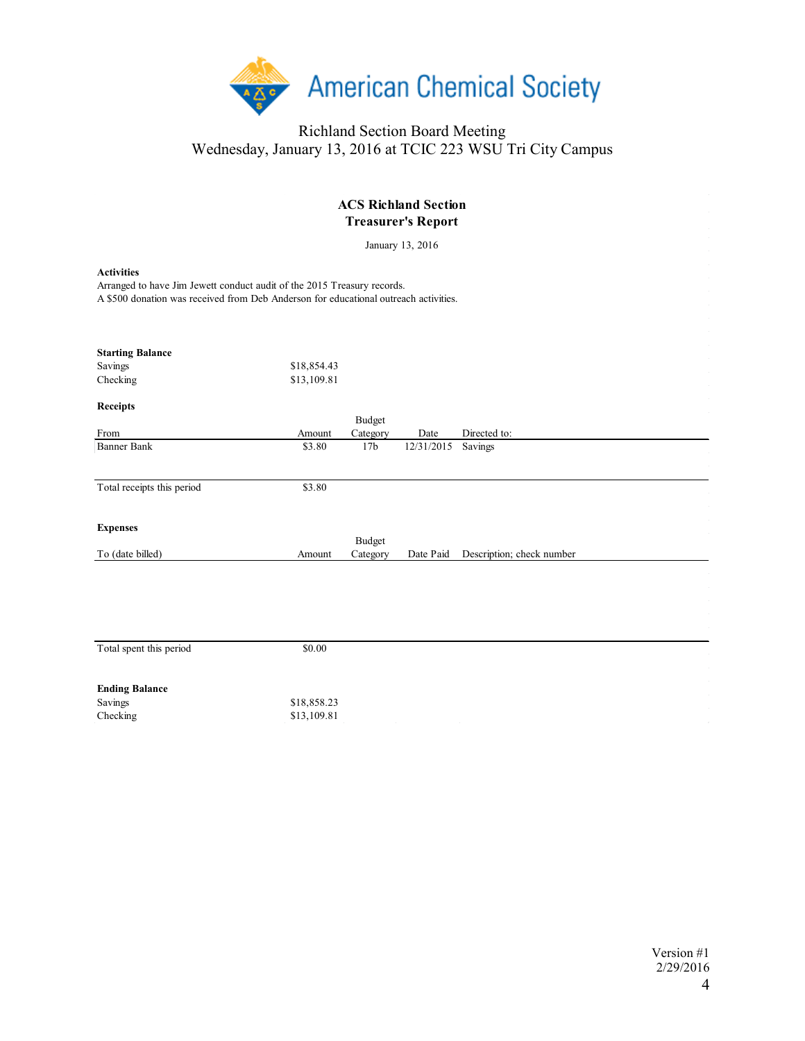American Chemical Society

Richland Section Board Meeting
Wednesday, January 13, 2016 at TCIC 223 WSU Tri City Campus

## ACS Richland Section
## Treasurer's Report

January 13, 2016

**Activities**

Arranged to have Jim Jewett conduct audit of the 2015 Treasury records.
A $500 donation was received from Deb Anderson for educational outreach activities.

**Starting Balance**

| | |
|---|---|
| Savings | $18,854.43 |
| Checking | $13,109.81 |

**Receipts**

| From | Amount | Budget Category | Date | Directed to: |
|---|---|---|---|---|
| Banner Bank | $3.80 | 17b | 12/31/2015 | Savings |
| Total receipts this period | $3.80 | | | |

**Expenses**

| To (date billed) | Amount | Budget Category | Date Paid | Description; check number |
|---|---|---|---|---|
| Total spent this period | $0.00 | | | |

**Ending Balance**

| | |
|---|---|
| Savings | $18,858.23 |
| Checking | $13,109.81 |

Version #1
2/29/2016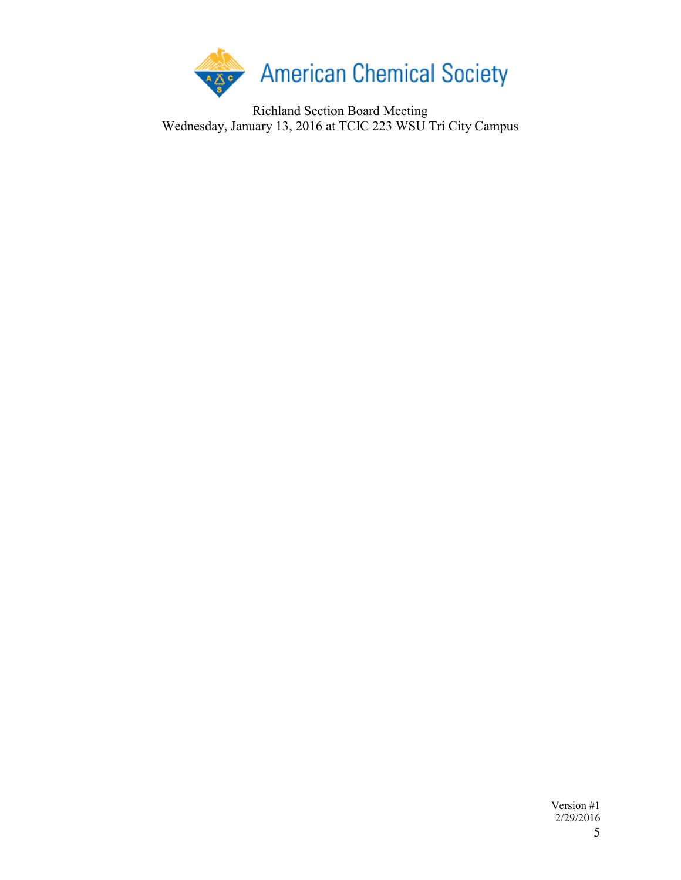American Chemical Society

Richland Section Board Meeting
Wednesday, January 13, 2016 at TCIC 223 WSU Tri City Campus